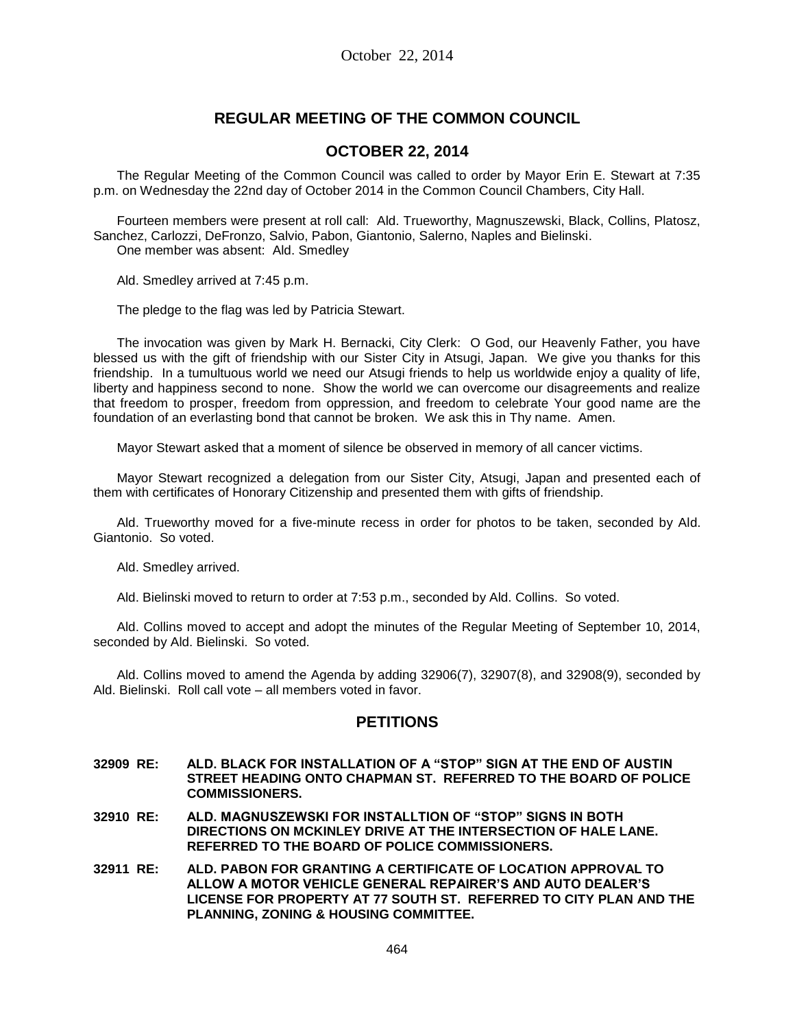October 22, 2014

# REGULAR MEETING OF THE COMMON COUNCIL

## OCTOBER 22, 2014

The Regular Meeting of the Common Council was called to order by Mayor Erin E. Stewart at 7:35 p.m. on Wednesday the 22nd day of October 2014 in the Common Council Chambers, City Hall.

Fourteen members were present at roll call: Ald. Trueworthy, Magnuszewski, Black, Collins, Platosz, Sanchez, Carlozzi, DeFronzo, Salvio, Pabon, Giantonio, Salerno, Naples and Bielinski.
One member was absent: Ald. Smedley

Ald. Smedley arrived at 7:45 p.m.

The pledge to the flag was led by Patricia Stewart.

The invocation was given by Mark H. Bernacki, City Clerk: O God, our Heavenly Father, you have blessed us with the gift of friendship with our Sister City in Atsugi, Japan. We give you thanks for this friendship. In a tumultuous world we need our Atsugi friends to help us worldwide enjoy a quality of life, liberty and happiness second to none. Show the world we can overcome our disagreements and realize that freedom to prosper, freedom from oppression, and freedom to celebrate Your good name are the foundation of an everlasting bond that cannot be broken. We ask this in Thy name. Amen.

Mayor Stewart asked that a moment of silence be observed in memory of all cancer victims.

Mayor Stewart recognized a delegation from our Sister City, Atsugi, Japan and presented each of them with certificates of Honorary Citizenship and presented them with gifts of friendship.

Ald. Trueworthy moved for a five-minute recess in order for photos to be taken, seconded by Ald. Giantonio. So voted.

Ald. Smedley arrived.

Ald. Bielinski moved to return to order at 7:53 p.m., seconded by Ald. Collins. So voted.

Ald. Collins moved to accept and adopt the minutes of the Regular Meeting of September 10, 2014, seconded by Ald. Bielinski. So voted.

Ald. Collins moved to amend the Agenda by adding 32906(7), 32907(8), and 32908(9), seconded by Ald. Bielinski. Roll call vote – all members voted in favor.

## PETITIONS

**32909 RE: ALD. BLACK FOR INSTALLATION OF A "STOP" SIGN AT THE END OF AUSTIN STREET HEADING ONTO CHAPMAN ST. REFERRED TO THE BOARD OF POLICE COMMISSIONERS.**

**32910 RE: ALD. MAGNUSZEWSKI FOR INSTALLTION OF "STOP" SIGNS IN BOTH DIRECTIONS ON MCKINLEY DRIVE AT THE INTERSECTION OF HALE LANE. REFERRED TO THE BOARD OF POLICE COMMISSIONERS.**

**32911 RE: ALD. PABON FOR GRANTING A CERTIFICATE OF LOCATION APPROVAL TO ALLOW A MOTOR VEHICLE GENERAL REPAIRER'S AND AUTO DEALER'S LICENSE FOR PROPERTY AT 77 SOUTH ST. REFERRED TO CITY PLAN AND THE PLANNING, ZONING & HOUSING COMMITTEE.**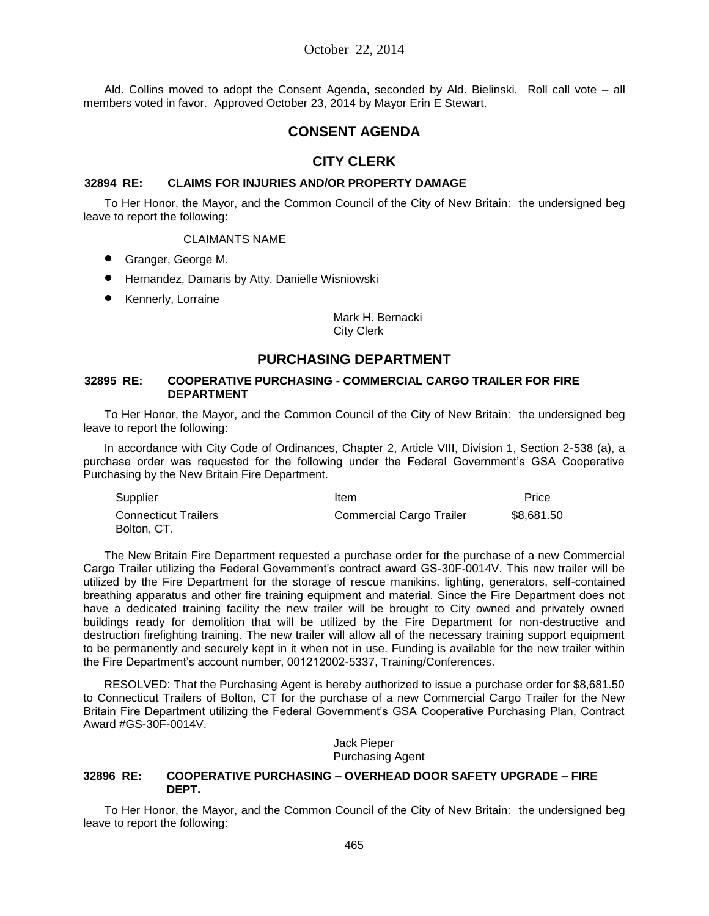Ald. Collins moved to adopt the Consent Agenda, seconded by Ald. Bielinski. Roll call vote – all members voted in favor. Approved October 23, 2014 by Mayor Erin E Stewart.

## CONSENT AGENDA

## CITY CLERK

### 32894 RE: CLAIMS FOR INJURIES AND/OR PROPERTY DAMAGE

To Her Honor, the Mayor, and the Common Council of the City of New Britain: the undersigned beg leave to report the following:

CLAIMANTS NAME

- Granger, George M.
- Hernandez, Damaris by Atty. Danielle Wisniowski
- Kennerly, Lorraine

Mark H. Bernacki
City Clerk

## PURCHASING DEPARTMENT

### 32895 RE: COOPERATIVE PURCHASING - COMMERCIAL CARGO TRAILER FOR FIRE DEPARTMENT

To Her Honor, the Mayor, and the Common Council of the City of New Britain: the undersigned beg leave to report the following:

In accordance with City Code of Ordinances, Chapter 2, Article VIII, Division 1, Section 2-538 (a), a purchase order was requested for the following under the Federal Government's GSA Cooperative Purchasing by the New Britain Fire Department.

| Supplier | Item | Price |
|---|---|---|
| Connecticut Trailers Bolton, CT. | Commercial Cargo Trailer | $8,681.50 |

The New Britain Fire Department requested a purchase order for the purchase of a new Commercial Cargo Trailer utilizing the Federal Government's contract award GS-30F-0014V. This new trailer will be utilized by the Fire Department for the storage of rescue manikins, lighting, generators, self-contained breathing apparatus and other fire training equipment and material. Since the Fire Department does not have a dedicated training facility the new trailer will be brought to City owned and privately owned buildings ready for demolition that will be utilized by the Fire Department for non-destructive and destruction firefighting training. The new trailer will allow all of the necessary training support equipment to be permanently and securely kept in it when not in use. Funding is available for the new trailer within the Fire Department's account number, 001212002-5337, Training/Conferences.

RESOLVED: That the Purchasing Agent is hereby authorized to issue a purchase order for $8,681.50 to Connecticut Trailers of Bolton, CT for the purchase of a new Commercial Cargo Trailer for the New Britain Fire Department utilizing the Federal Government's GSA Cooperative Purchasing Plan, Contract Award #GS-30F-0014V.

Jack Pieper
Purchasing Agent

### 32896 RE: COOPERATIVE PURCHASING – OVERHEAD DOOR SAFETY UPGRADE – FIRE DEPT.

To Her Honor, the Mayor, and the Common Council of the City of New Britain: the undersigned beg leave to report the following: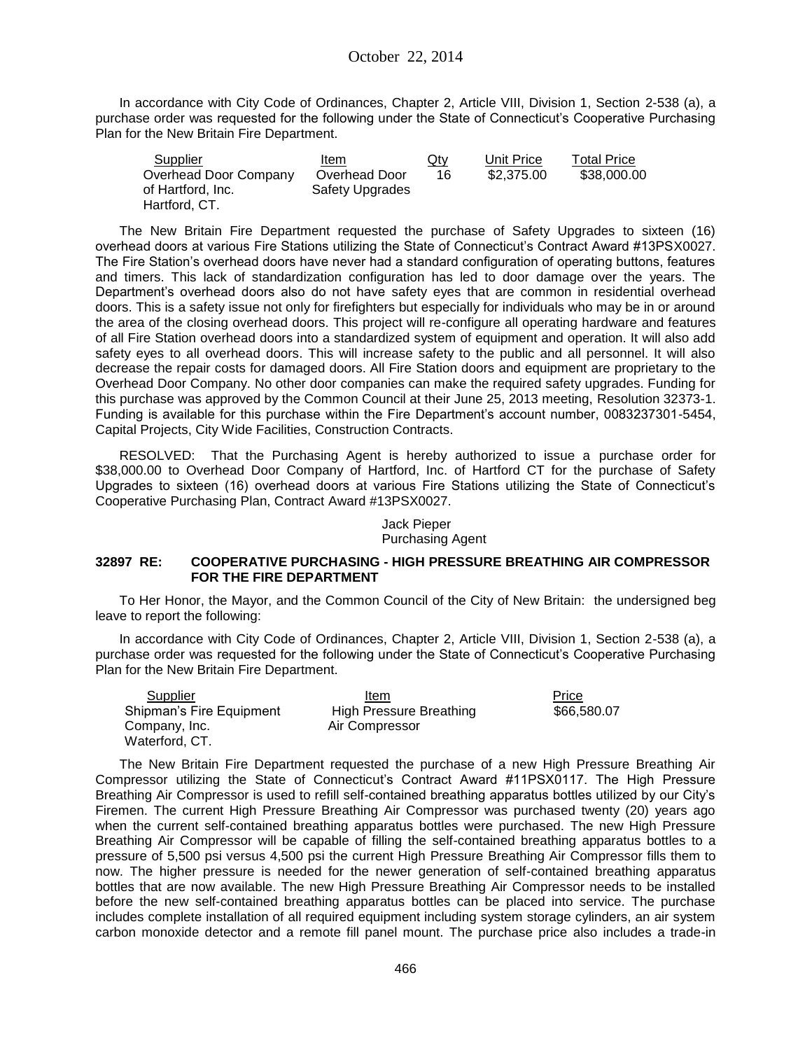In accordance with City Code of Ordinances, Chapter 2, Article VIII, Division 1, Section 2-538 (a), a purchase order was requested for the following under the State of Connecticut's Cooperative Purchasing Plan for the New Britain Fire Department.

| Supplier | Item | Qty | Unit Price | Total Price |
|---|---|---|---|---|
| Overhead Door Company of Hartford, Inc. Hartford, CT. | Overhead Door Safety Upgrades | 16 | $2,375.00 | $38,000.00 |

The New Britain Fire Department requested the purchase of Safety Upgrades to sixteen (16) overhead doors at various Fire Stations utilizing the State of Connecticut's Contract Award #13PSX0027. The Fire Station's overhead doors have never had a standard configuration of operating buttons, features and timers. This lack of standardization configuration has led to door damage over the years. The Department's overhead doors also do not have safety eyes that are common in residential overhead doors. This is a safety issue not only for firefighters but especially for individuals who may be in or around the area of the closing overhead doors. This project will re-configure all operating hardware and features of all Fire Station overhead doors into a standardized system of equipment and operation. It will also add safety eyes to all overhead doors. This will increase safety to the public and all personnel. It will also decrease the repair costs for damaged doors. All Fire Station doors and equipment are proprietary to the Overhead Door Company. No other door companies can make the required safety upgrades. Funding for this purchase was approved by the Common Council at their June 25, 2013 meeting, Resolution 32373-1. Funding is available for this purchase within the Fire Department's account number, 0083237301-5454, Capital Projects, City Wide Facilities, Construction Contracts.

RESOLVED: That the Purchasing Agent is hereby authorized to issue a purchase order for $38,000.00 to Overhead Door Company of Hartford, Inc. of Hartford CT for the purchase of Safety Upgrades to sixteen (16) overhead doors at various Fire Stations utilizing the State of Connecticut's Cooperative Purchasing Plan, Contract Award #13PSX0027.

Jack Pieper
Purchasing Agent

**32897 RE: COOPERATIVE PURCHASING - HIGH PRESSURE BREATHING AIR COMPRESSOR FOR THE FIRE DEPARTMENT**

To Her Honor, the Mayor, and the Common Council of the City of New Britain: the undersigned beg leave to report the following:

In accordance with City Code of Ordinances, Chapter 2, Article VIII, Division 1, Section 2-538 (a), a purchase order was requested for the following under the State of Connecticut's Cooperative Purchasing Plan for the New Britain Fire Department.

| Supplier | Item | Price |
|---|---|---|
| Shipman's Fire Equipment Company, Inc. Waterford, CT. | High Pressure Breathing Air Compressor | $66,580.07 |

The New Britain Fire Department requested the purchase of a new High Pressure Breathing Air Compressor utilizing the State of Connecticut's Contract Award #11PSX0117. The High Pressure Breathing Air Compressor is used to refill self-contained breathing apparatus bottles utilized by our City's Firemen. The current High Pressure Breathing Air Compressor was purchased twenty (20) years ago when the current self-contained breathing apparatus bottles were purchased. The new High Pressure Breathing Air Compressor will be capable of filling the self-contained breathing apparatus bottles to a pressure of 5,500 psi versus 4,500 psi the current High Pressure Breathing Air Compressor fills them to now. The higher pressure is needed for the newer generation of self-contained breathing apparatus bottles that are now available. The new High Pressure Breathing Air Compressor needs to be installed before the new self-contained breathing apparatus bottles can be placed into service. The purchase includes complete installation of all required equipment including system storage cylinders, an air system carbon monoxide detector and a remote fill panel mount. The purchase price also includes a trade-in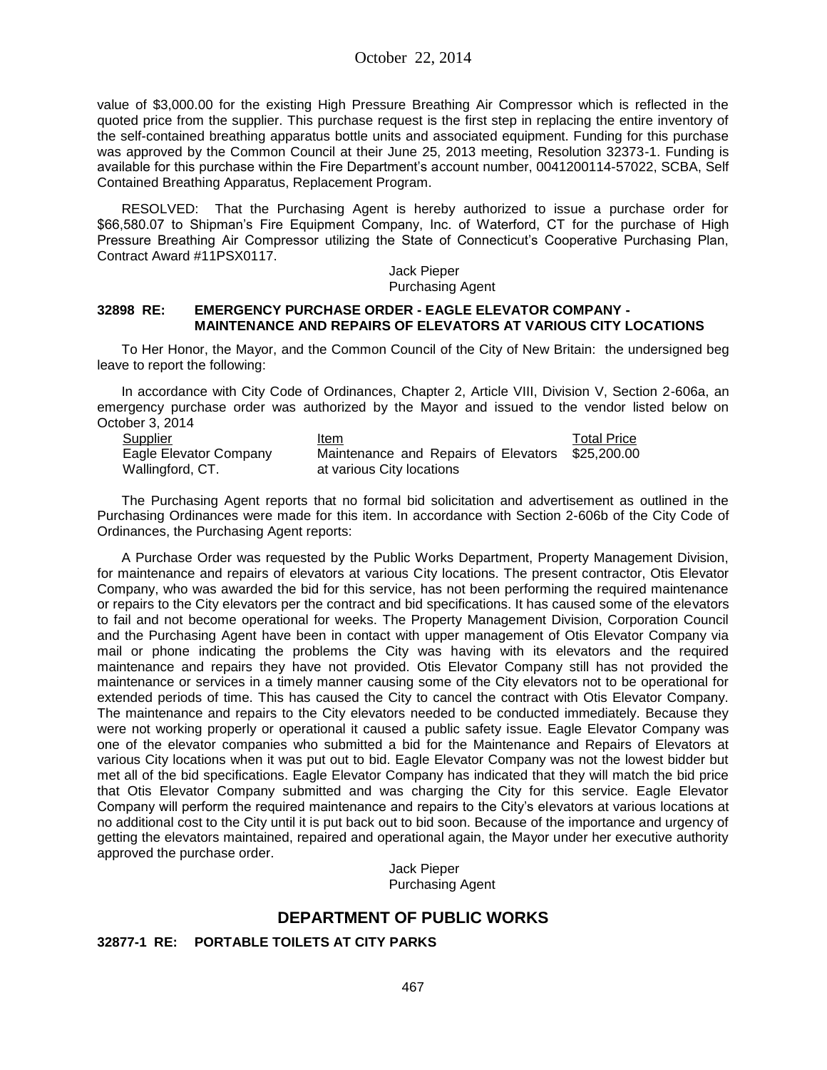value of $3,000.00 for the existing High Pressure Breathing Air Compressor which is reflected in the quoted price from the supplier. This purchase request is the first step in replacing the entire inventory of the self-contained breathing apparatus bottle units and associated equipment. Funding for this purchase was approved by the Common Council at their June 25, 2013 meeting, Resolution 32373-1. Funding is available for this purchase within the Fire Department's account number, 0041200114-57022, SCBA, Self Contained Breathing Apparatus, Replacement Program.

RESOLVED: That the Purchasing Agent is hereby authorized to issue a purchase order for $66,580.07 to Shipman's Fire Equipment Company, Inc. of Waterford, CT for the purchase of High Pressure Breathing Air Compressor utilizing the State of Connecticut's Cooperative Purchasing Plan, Contract Award #11PSX0117.

Jack Pieper
Purchasing Agent

**32898 RE: EMERGENCY PURCHASE ORDER - EAGLE ELEVATOR COMPANY - MAINTENANCE AND REPAIRS OF ELEVATORS AT VARIOUS CITY LOCATIONS**

To Her Honor, the Mayor, and the Common Council of the City of New Britain: the undersigned beg leave to report the following:

In accordance with City Code of Ordinances, Chapter 2, Article VIII, Division V, Section 2-606a, an emergency purchase order was authorized by the Mayor and issued to the vendor listed below on October 3, 2014

| Supplier | Item | Total Price |
|---|---|---|
| Eagle Elevator Company Wallingford, CT. | Maintenance and Repairs of Elevators at various City locations | $25,200.00 |

The Purchasing Agent reports that no formal bid solicitation and advertisement as outlined in the Purchasing Ordinances were made for this item. In accordance with Section 2-606b of the City Code of Ordinances, the Purchasing Agent reports:

A Purchase Order was requested by the Public Works Department, Property Management Division, for maintenance and repairs of elevators at various City locations. The present contractor, Otis Elevator Company, who was awarded the bid for this service, has not been performing the required maintenance or repairs to the City elevators per the contract and bid specifications. It has caused some of the elevators to fail and not become operational for weeks. The Property Management Division, Corporation Council and the Purchasing Agent have been in contact with upper management of Otis Elevator Company via mail or phone indicating the problems the City was having with its elevators and the required maintenance and repairs they have not provided. Otis Elevator Company still has not provided the maintenance or services in a timely manner causing some of the City elevators not to be operational for extended periods of time. This has caused the City to cancel the contract with Otis Elevator Company. The maintenance and repairs to the City elevators needed to be conducted immediately. Because they were not working properly or operational it caused a public safety issue. Eagle Elevator Company was one of the elevator companies who submitted a bid for the Maintenance and Repairs of Elevators at various City locations when it was put out to bid. Eagle Elevator Company was not the lowest bidder but met all of the bid specifications. Eagle Elevator Company has indicated that they will match the bid price that Otis Elevator Company submitted and was charging the City for this service. Eagle Elevator Company will perform the required maintenance and repairs to the City's elevators at various locations at no additional cost to the City until it is put back out to bid soon. Because of the importance and urgency of getting the elevators maintained, repaired and operational again, the Mayor under her executive authority approved the purchase order.

Jack Pieper
Purchasing Agent

## DEPARTMENT OF PUBLIC WORKS

**32877-1 RE: PORTABLE TOILETS AT CITY PARKS**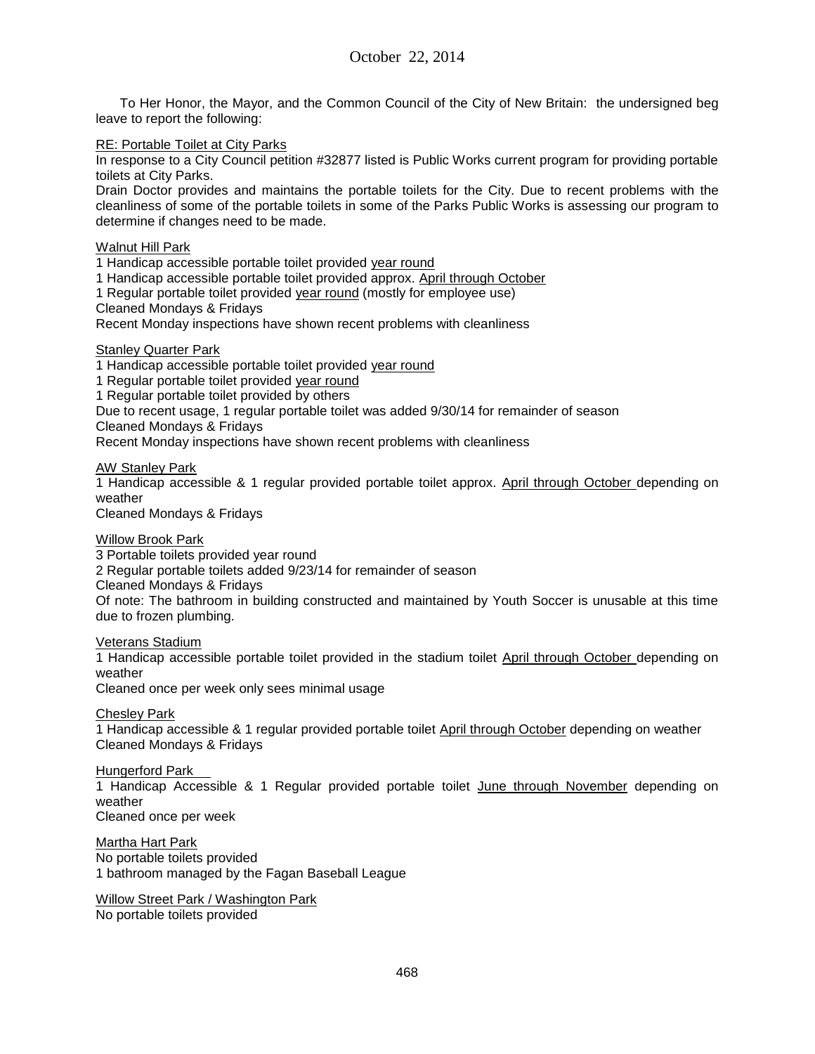October 22, 2014

To Her Honor, the Mayor, and the Common Council of the City of New Britain: the undersigned beg leave to report the following:

RE: Portable Toilet at City Parks

In response to a City Council petition #32877 listed is Public Works current program for providing portable toilets at City Parks.

Drain Doctor provides and maintains the portable toilets for the City. Due to recent problems with the cleanliness of some of the portable toilets in some of the Parks Public Works is assessing our program to determine if changes need to be made.

Walnut Hill Park

1 Handicap accessible portable toilet provided year round
1 Handicap accessible portable toilet provided approx. April through October
1 Regular portable toilet provided year round (mostly for employee use)
Cleaned Mondays & Fridays
Recent Monday inspections have shown recent problems with cleanliness

Stanley Quarter Park

1 Handicap accessible portable toilet provided year round
1 Regular portable toilet provided year round
1 Regular portable toilet provided by others
Due to recent usage, 1 regular portable toilet was added 9/30/14 for remainder of season
Cleaned Mondays & Fridays
Recent Monday inspections have shown recent problems with cleanliness

AW Stanley Park

1 Handicap accessible & 1 regular provided portable toilet approx. April through October depending on weather
Cleaned Mondays & Fridays

Willow Brook Park

3 Portable toilets provided year round
2 Regular portable toilets added 9/23/14 for remainder of season
Cleaned Mondays & Fridays
Of note: The bathroom in building constructed and maintained by Youth Soccer is unusable at this time due to frozen plumbing.

Veterans Stadium

1 Handicap accessible portable toilet provided in the stadium toilet April through October depending on weather
Cleaned once per week only sees minimal usage

Chesley Park

1 Handicap accessible & 1 regular provided portable toilet April through October depending on weather
Cleaned Mondays & Fridays

Hungerford Park

1 Handicap Accessible & 1 Regular provided portable toilet June through November depending on weather
Cleaned once per week

Martha Hart Park

No portable toilets provided
1 bathroom managed by the Fagan Baseball League

Willow Street Park / Washington Park

No portable toilets provided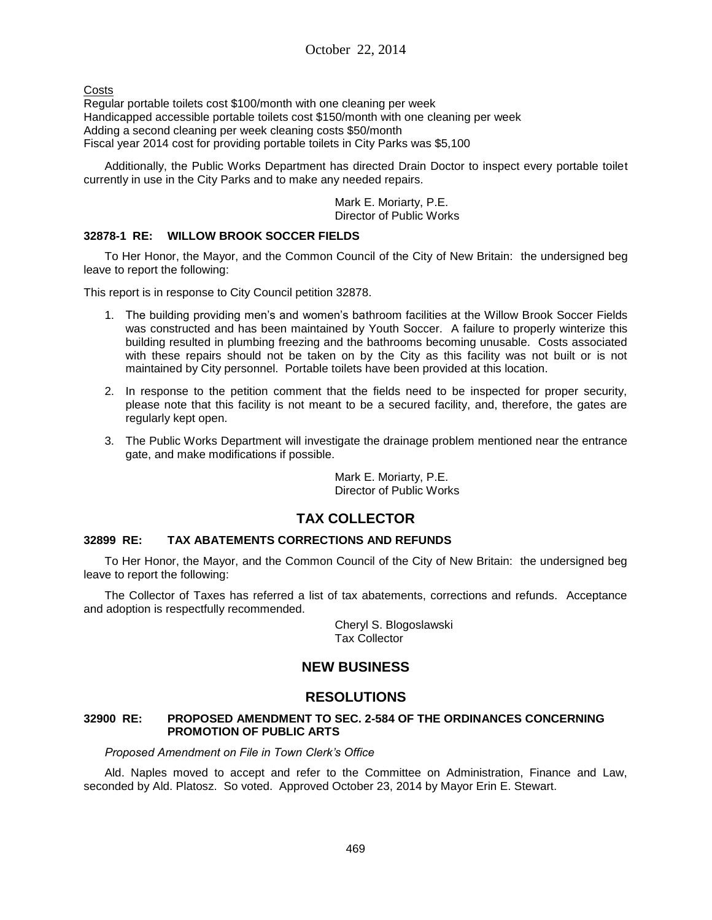<u>Costs</u>

Regular portable toilets cost $100/month with one cleaning per week
Handicapped accessible portable toilets cost $150/month with one cleaning per week
Adding a second cleaning per week cleaning costs $50/month
Fiscal year 2014 cost for providing portable toilets in City Parks was $5,100

Additionally, the Public Works Department has directed Drain Doctor to inspect every portable toilet currently in use in the City Parks and to make any needed repairs.

Mark E. Moriarty, P.E.
Director of Public Works

### 32878-1 RE: WILLOW BROOK SOCCER FIELDS

To Her Honor, the Mayor, and the Common Council of the City of New Britain: the undersigned beg leave to report the following:

This report is in response to City Council petition 32878.

1. The building providing men's and women's bathroom facilities at the Willow Brook Soccer Fields was constructed and has been maintained by Youth Soccer. A failure to properly winterize this building resulted in plumbing freezing and the bathrooms becoming unusable. Costs associated with these repairs should not be taken on by the City as this facility was not built or is not maintained by City personnel. Portable toilets have been provided at this location.
2. In response to the petition comment that the fields need to be inspected for proper security, please note that this facility is not meant to be a secured facility, and, therefore, the gates are regularly kept open.
3. The Public Works Department will investigate the drainage problem mentioned near the entrance gate, and make modifications if possible.

Mark E. Moriarty, P.E.
Director of Public Works

## TAX COLLECTOR

### 32899 RE: TAX ABATEMENTS CORRECTIONS AND REFUNDS

To Her Honor, the Mayor, and the Common Council of the City of New Britain: the undersigned beg leave to report the following:

The Collector of Taxes has referred a list of tax abatements, corrections and refunds. Acceptance and adoption is respectfully recommended.

Cheryl S. Blogoslawski
Tax Collector

## NEW BUSINESS

## RESOLUTIONS

### 32900 RE: PROPOSED AMENDMENT TO SEC. 2-584 OF THE ORDINANCES CONCERNING PROMOTION OF PUBLIC ARTS

*Proposed Amendment on File in Town Clerk's Office*

Ald. Naples moved to accept and refer to the Committee on Administration, Finance and Law, seconded by Ald. Platosz. So voted. Approved October 23, 2014 by Mayor Erin E. Stewart.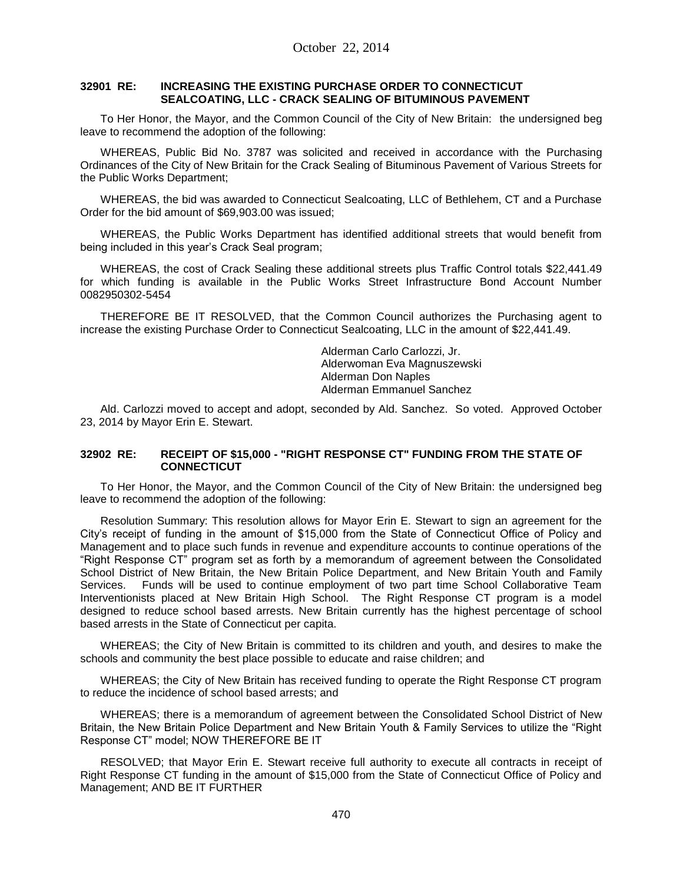October 22, 2014

**32901 RE: INCREASING THE EXISTING PURCHASE ORDER TO CONNECTICUT SEALCOATING, LLC - CRACK SEALING OF BITUMINOUS PAVEMENT**

To Her Honor, the Mayor, and the Common Council of the City of New Britain: the undersigned beg leave to recommend the adoption of the following:

WHEREAS, Public Bid No. 3787 was solicited and received in accordance with the Purchasing Ordinances of the City of New Britain for the Crack Sealing of Bituminous Pavement of Various Streets for the Public Works Department;

WHEREAS, the bid was awarded to Connecticut Sealcoating, LLC of Bethlehem, CT and a Purchase Order for the bid amount of $69,903.00 was issued;

WHEREAS, the Public Works Department has identified additional streets that would benefit from being included in this year's Crack Seal program;

WHEREAS, the cost of Crack Sealing these additional streets plus Traffic Control totals $22,441.49 for which funding is available in the Public Works Street Infrastructure Bond Account Number 0082950302-5454

THEREFORE BE IT RESOLVED, that the Common Council authorizes the Purchasing agent to increase the existing Purchase Order to Connecticut Sealcoating, LLC in the amount of $22,441.49.

Alderman Carlo Carlozzi, Jr.
Alderwoman Eva Magnuszewski
Alderman Don Naples
Alderman Emmanuel Sanchez

Ald. Carlozzi moved to accept and adopt, seconded by Ald. Sanchez. So voted. Approved October 23, 2014 by Mayor Erin E. Stewart.

**32902 RE: RECEIPT OF $15,000 - "RIGHT RESPONSE CT" FUNDING FROM THE STATE OF CONNECTICUT**

To Her Honor, the Mayor, and the Common Council of the City of New Britain: the undersigned beg leave to recommend the adoption of the following:

Resolution Summary: This resolution allows for Mayor Erin E. Stewart to sign an agreement for the City's receipt of funding in the amount of $15,000 from the State of Connecticut Office of Policy and Management and to place such funds in revenue and expenditure accounts to continue operations of the "Right Response CT" program set as forth by a memorandum of agreement between the Consolidated School District of New Britain, the New Britain Police Department, and New Britain Youth and Family Services. Funds will be used to continue employment of two part time School Collaborative Team Interventionists placed at New Britain High School. The Right Response CT program is a model designed to reduce school based arrests. New Britain currently has the highest percentage of school based arrests in the State of Connecticut per capita.

WHEREAS; the City of New Britain is committed to its children and youth, and desires to make the schools and community the best place possible to educate and raise children; and

WHEREAS; the City of New Britain has received funding to operate the Right Response CT program to reduce the incidence of school based arrests; and

WHEREAS; there is a memorandum of agreement between the Consolidated School District of New Britain, the New Britain Police Department and New Britain Youth & Family Services to utilize the "Right Response CT" model; NOW THEREFORE BE IT

RESOLVED; that Mayor Erin E. Stewart receive full authority to execute all contracts in receipt of Right Response CT funding in the amount of $15,000 from the State of Connecticut Office of Policy and Management; AND BE IT FURTHER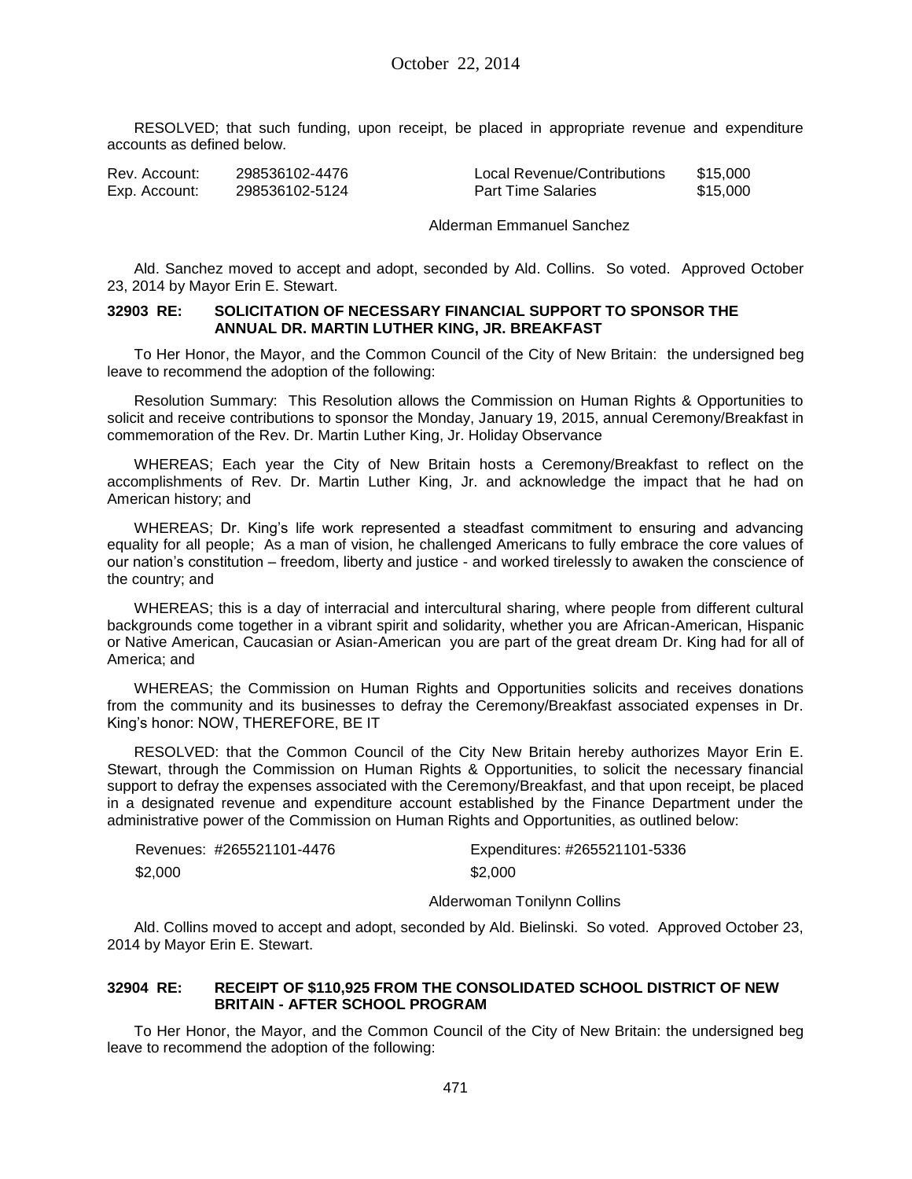RESOLVED; that such funding, upon receipt, be placed in appropriate revenue and expenditure accounts as defined below.

| | | | |
|---|---|---|---|
| Rev. Account: | 298536102-4476 | Local Revenue/Contributions | $15,000 |
| Exp. Account: | 298536102-5124 | Part Time Salaries | $15,000 |

Alderman Emmanuel Sanchez

Ald. Sanchez moved to accept and adopt, seconded by Ald. Collins. So voted. Approved October 23, 2014 by Mayor Erin E. Stewart.

**32903 RE: SOLICITATION OF NECESSARY FINANCIAL SUPPORT TO SPONSOR THE ANNUAL DR. MARTIN LUTHER KING, JR. BREAKFAST**

To Her Honor, the Mayor, and the Common Council of the City of New Britain: the undersigned beg leave to recommend the adoption of the following:

Resolution Summary: This Resolution allows the Commission on Human Rights & Opportunities to solicit and receive contributions to sponsor the Monday, January 19, 2015, annual Ceremony/Breakfast in commemoration of the Rev. Dr. Martin Luther King, Jr. Holiday Observance

WHEREAS; Each year the City of New Britain hosts a Ceremony/Breakfast to reflect on the accomplishments of Rev. Dr. Martin Luther King, Jr. and acknowledge the impact that he had on American history; and

WHEREAS; Dr. King's life work represented a steadfast commitment to ensuring and advancing equality for all people; As a man of vision, he challenged Americans to fully embrace the core values of our nation's constitution – freedom, liberty and justice - and worked tirelessly to awaken the conscience of the country; and

WHEREAS; this is a day of interracial and intercultural sharing, where people from different cultural backgrounds come together in a vibrant spirit and solidarity, whether you are African-American, Hispanic or Native American, Caucasian or Asian-American you are part of the great dream Dr. King had for all of America; and

WHEREAS; the Commission on Human Rights and Opportunities solicits and receives donations from the community and its businesses to defray the Ceremony/Breakfast associated expenses in Dr. King's honor: NOW, THEREFORE, BE IT

RESOLVED: that the Common Council of the City New Britain hereby authorizes Mayor Erin E. Stewart, through the Commission on Human Rights & Opportunities, to solicit the necessary financial support to defray the expenses associated with the Ceremony/Breakfast, and that upon receipt, be placed in a designated revenue and expenditure account established by the Finance Department under the administrative power of the Commission on Human Rights and Opportunities, as outlined below:

| Revenues: #265521101-4476 | Expenditures: #265521101-5336 |
|---|---|
| $2,000 | $2,000 |

Alderwoman Tonilynn Collins

Ald. Collins moved to accept and adopt, seconded by Ald. Bielinski. So voted. Approved October 23, 2014 by Mayor Erin E. Stewart.

**32904 RE: RECEIPT OF $110,925 FROM THE CONSOLIDATED SCHOOL DISTRICT OF NEW BRITAIN - AFTER SCHOOL PROGRAM**

To Her Honor, the Mayor, and the Common Council of the City of New Britain: the undersigned beg leave to recommend the adoption of the following: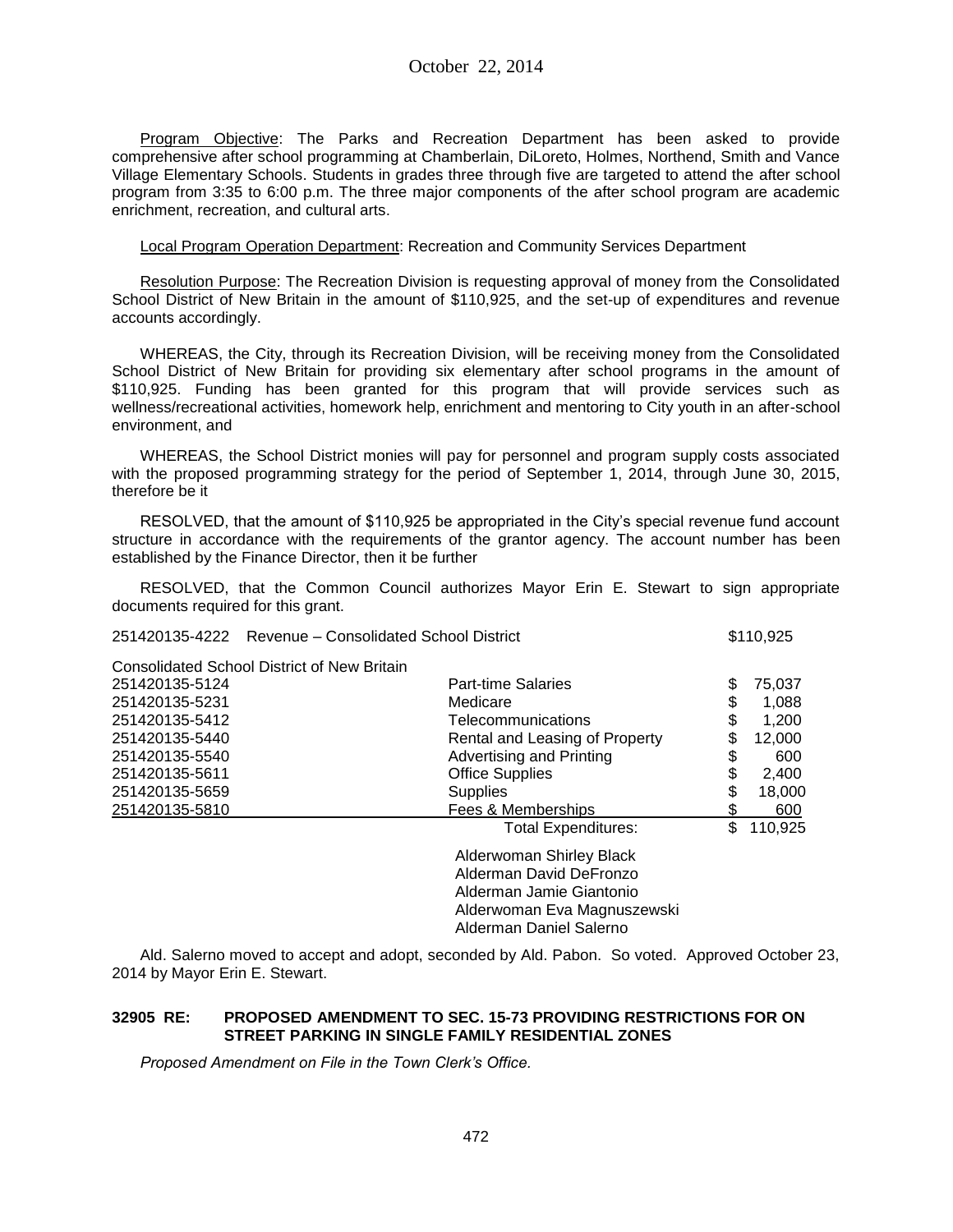Program Objective: The Parks and Recreation Department has been asked to provide comprehensive after school programming at Chamberlain, DiLoreto, Holmes, Northend, Smith and Vance Village Elementary Schools. Students in grades three through five are targeted to attend the after school program from 3:35 to 6:00 p.m. The three major components of the after school program are academic enrichment, recreation, and cultural arts.

Local Program Operation Department: Recreation and Community Services Department

Resolution Purpose: The Recreation Division is requesting approval of money from the Consolidated School District of New Britain in the amount of $110,925, and the set-up of expenditures and revenue accounts accordingly.

WHEREAS, the City, through its Recreation Division, will be receiving money from the Consolidated School District of New Britain for providing six elementary after school programs in the amount of $110,925. Funding has been granted for this program that will provide services such as wellness/recreational activities, homework help, enrichment and mentoring to City youth in an after-school environment, and

WHEREAS, the School District monies will pay for personnel and program supply costs associated with the proposed programming strategy for the period of September 1, 2014, through June 30, 2015, therefore be it

RESOLVED, that the amount of $110,925 be appropriated in the City's special revenue fund account structure in accordance with the requirements of the grantor agency. The account number has been established by the Finance Director, then it be further

RESOLVED, that the Common Council authorizes Mayor Erin E. Stewart to sign appropriate documents required for this grant.

| Account | Description | Amount |
|---|---|---|
| 251420135-4222 | Revenue – Consolidated School District | $110,925 |
| Consolidated School District of New Britain | | |
| 251420135-5124 | Part-time Salaries | $ 75,037 |
| 251420135-5231 | Medicare | $ 1,088 |
| 251420135-5412 | Telecommunications | $ 1,200 |
| 251420135-5440 | Rental and Leasing of Property | $ 12,000 |
| 251420135-5540 | Advertising and Printing | $ 600 |
| 251420135-5611 | Office Supplies | $ 2,400 |
| 251420135-5659 | Supplies | $ 18,000 |
| 251420135-5810 | Fees & Memberships | $ 600 |
| | Total Expenditures: | $ 110,925 |

Alderwoman Shirley Black
Alderman David DeFronzo
Alderman Jamie Giantonio
Alderwoman Eva Magnuszewski
Alderman Daniel Salerno

Ald. Salerno moved to accept and adopt, seconded by Ald. Pabon. So voted. Approved October 23, 2014 by Mayor Erin E. Stewart.

**32905 RE: PROPOSED AMENDMENT TO SEC. 15-73 PROVIDING RESTRICTIONS FOR ON STREET PARKING IN SINGLE FAMILY RESIDENTIAL ZONES**

*Proposed Amendment on File in the Town Clerk's Office.*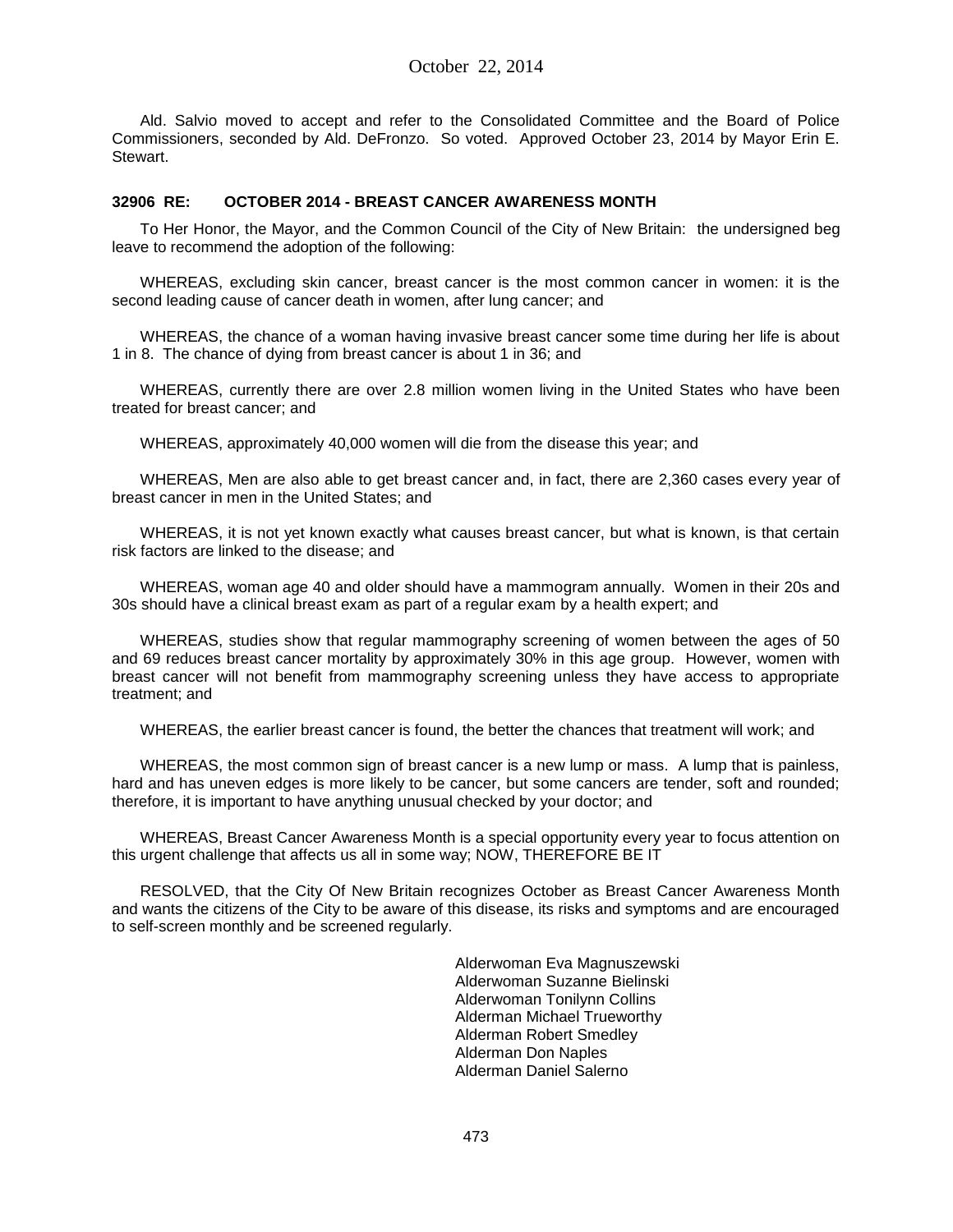Ald. Salvio moved to accept and refer to the Consolidated Committee and the Board of Police Commissioners, seconded by Ald. DeFronzo. So voted. Approved October 23, 2014 by Mayor Erin E. Stewart.

**32906 RE: OCTOBER 2014 - BREAST CANCER AWARENESS MONTH**

To Her Honor, the Mayor, and the Common Council of the City of New Britain: the undersigned beg leave to recommend the adoption of the following:

WHEREAS, excluding skin cancer, breast cancer is the most common cancer in women: it is the second leading cause of cancer death in women, after lung cancer; and

WHEREAS, the chance of a woman having invasive breast cancer some time during her life is about 1 in 8. The chance of dying from breast cancer is about 1 in 36; and

WHEREAS, currently there are over 2.8 million women living in the United States who have been treated for breast cancer; and

WHEREAS, approximately 40,000 women will die from the disease this year; and

WHEREAS, Men are also able to get breast cancer and, in fact, there are 2,360 cases every year of breast cancer in men in the United States; and

WHEREAS, it is not yet known exactly what causes breast cancer, but what is known, is that certain risk factors are linked to the disease; and

WHEREAS, woman age 40 and older should have a mammogram annually. Women in their 20s and 30s should have a clinical breast exam as part of a regular exam by a health expert; and

WHEREAS, studies show that regular mammography screening of women between the ages of 50 and 69 reduces breast cancer mortality by approximately 30% in this age group. However, women with breast cancer will not benefit from mammography screening unless they have access to appropriate treatment; and

WHEREAS, the earlier breast cancer is found, the better the chances that treatment will work; and

WHEREAS, the most common sign of breast cancer is a new lump or mass. A lump that is painless, hard and has uneven edges is more likely to be cancer, but some cancers are tender, soft and rounded; therefore, it is important to have anything unusual checked by your doctor; and

WHEREAS, Breast Cancer Awareness Month is a special opportunity every year to focus attention on this urgent challenge that affects us all in some way; NOW, THEREFORE BE IT

RESOLVED, that the City Of New Britain recognizes October as Breast Cancer Awareness Month and wants the citizens of the City to be aware of this disease, its risks and symptoms and are encouraged to self-screen monthly and be screened regularly.

Alderwoman Eva Magnuszewski
Alderwoman Suzanne Bielinski
Alderwoman Tonilynn Collins
Alderman Michael Trueworthy
Alderman Robert Smedley
Alderman Don Naples
Alderman Daniel Salerno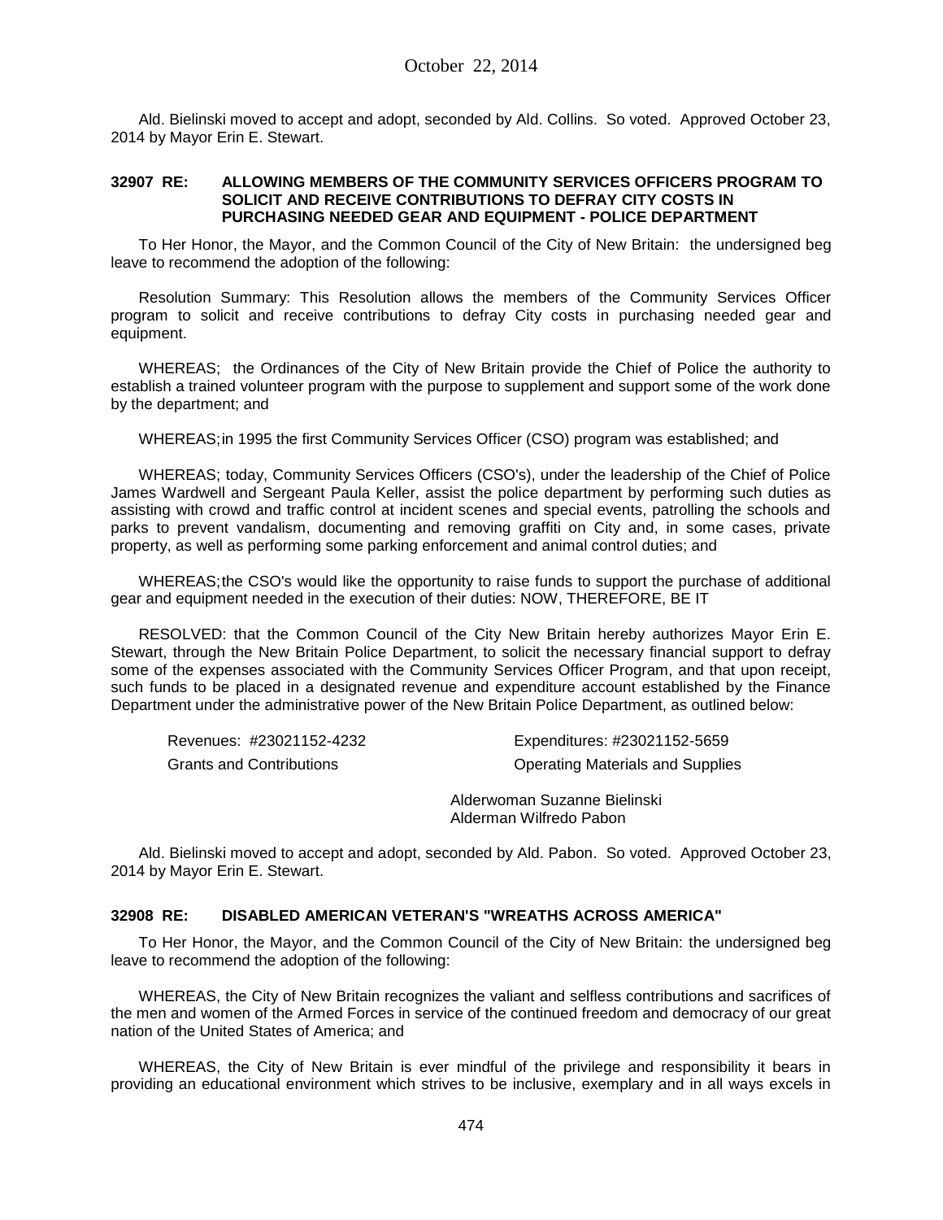Ald. Bielinski moved to accept and adopt, seconded by Ald. Collins. So voted. Approved October 23, 2014 by Mayor Erin E. Stewart.

**32907 RE: ALLOWING MEMBERS OF THE COMMUNITY SERVICES OFFICERS PROGRAM TO SOLICIT AND RECEIVE CONTRIBUTIONS TO DEFRAY CITY COSTS IN PURCHASING NEEDED GEAR AND EQUIPMENT - POLICE DEPARTMENT**

To Her Honor, the Mayor, and the Common Council of the City of New Britain: the undersigned beg leave to recommend the adoption of the following:

Resolution Summary: This Resolution allows the members of the Community Services Officer program to solicit and receive contributions to defray City costs in purchasing needed gear and equipment.

WHEREAS; the Ordinances of the City of New Britain provide the Chief of Police the authority to establish a trained volunteer program with the purpose to supplement and support some of the work done by the department; and

WHEREAS; in 1995 the first Community Services Officer (CSO) program was established; and

WHEREAS; today, Community Services Officers (CSO's), under the leadership of the Chief of Police James Wardwell and Sergeant Paula Keller, assist the police department by performing such duties as assisting with crowd and traffic control at incident scenes and special events, patrolling the schools and parks to prevent vandalism, documenting and removing graffiti on City and, in some cases, private property, as well as performing some parking enforcement and animal control duties; and

WHEREAS; the CSO's would like the opportunity to raise funds to support the purchase of additional gear and equipment needed in the execution of their duties: NOW, THEREFORE, BE IT

RESOLVED: that the Common Council of the City New Britain hereby authorizes Mayor Erin E. Stewart, through the New Britain Police Department, to solicit the necessary financial support to defray some of the expenses associated with the Community Services Officer Program, and that upon receipt, such funds to be placed in a designated revenue and expenditure account established by the Finance Department under the administrative power of the New Britain Police Department, as outlined below:

| Revenues: #23021152-4232 | Expenditures: #23021152-5659 |
|---|---|
| Grants and Contributions | Operating Materials and Supplies |

Alderwoman Suzanne Bielinski
Alderman Wilfredo Pabon

Ald. Bielinski moved to accept and adopt, seconded by Ald. Pabon. So voted. Approved October 23, 2014 by Mayor Erin E. Stewart.

**32908 RE: DISABLED AMERICAN VETERAN'S "WREATHS ACROSS AMERICA"**

To Her Honor, the Mayor, and the Common Council of the City of New Britain: the undersigned beg leave to recommend the adoption of the following:

WHEREAS, the City of New Britain recognizes the valiant and selfless contributions and sacrifices of the men and women of the Armed Forces in service of the continued freedom and democracy of our great nation of the United States of America; and

WHEREAS, the City of New Britain is ever mindful of the privilege and responsibility it bears in providing an educational environment which strives to be inclusive, exemplary and in all ways excels in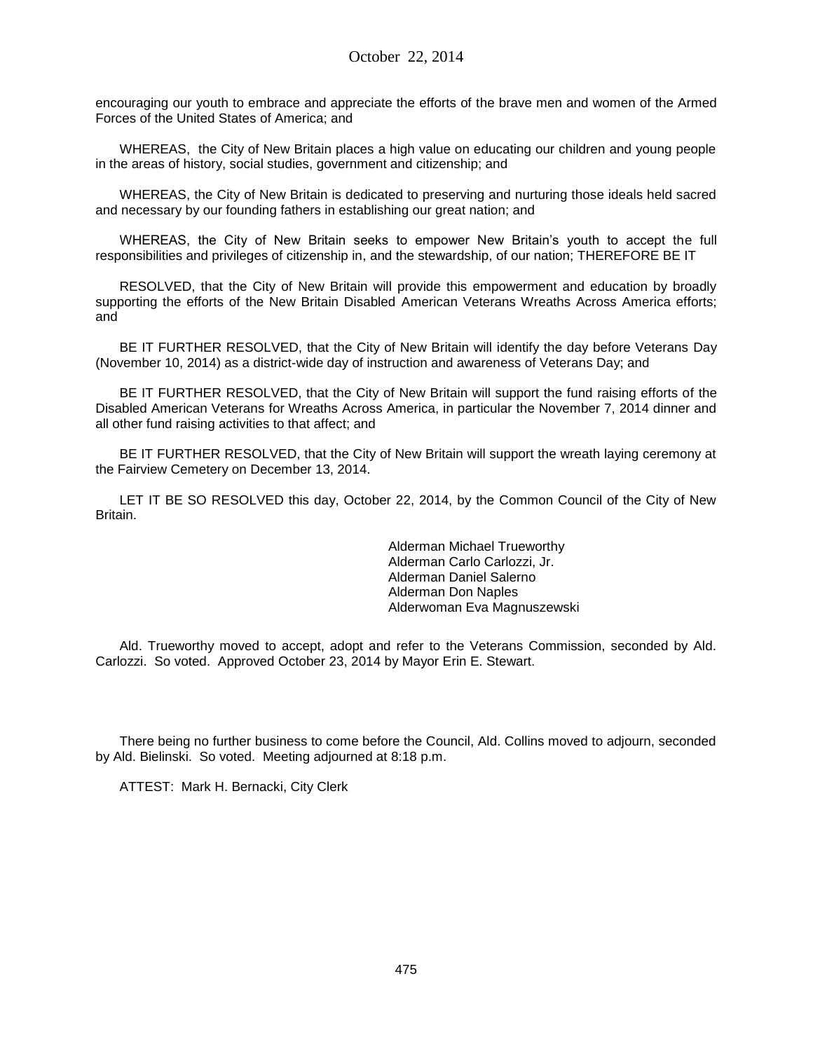encouraging our youth to embrace and appreciate the efforts of the brave men and women of the Armed Forces of the United States of America; and

WHEREAS, the City of New Britain places a high value on educating our children and young people in the areas of history, social studies, government and citizenship; and

WHEREAS, the City of New Britain is dedicated to preserving and nurturing those ideals held sacred and necessary by our founding fathers in establishing our great nation; and

WHEREAS, the City of New Britain seeks to empower New Britain's youth to accept the full responsibilities and privileges of citizenship in, and the stewardship, of our nation; THEREFORE BE IT

RESOLVED, that the City of New Britain will provide this empowerment and education by broadly supporting the efforts of the New Britain Disabled American Veterans Wreaths Across America efforts; and

BE IT FURTHER RESOLVED, that the City of New Britain will identify the day before Veterans Day (November 10, 2014) as a district-wide day of instruction and awareness of Veterans Day; and

BE IT FURTHER RESOLVED, that the City of New Britain will support the fund raising efforts of the Disabled American Veterans for Wreaths Across America, in particular the November 7, 2014 dinner and all other fund raising activities to that affect; and

BE IT FURTHER RESOLVED, that the City of New Britain will support the wreath laying ceremony at the Fairview Cemetery on December 13, 2014.

LET IT BE SO RESOLVED this day, October 22, 2014, by the Common Council of the City of New Britain.

Alderman Michael Trueworthy
Alderman Carlo Carlozzi, Jr.
Alderman Daniel Salerno
Alderman Don Naples
Alderwoman Eva Magnuszewski

Ald. Trueworthy moved to accept, adopt and refer to the Veterans Commission, seconded by Ald. Carlozzi. So voted. Approved October 23, 2014 by Mayor Erin E. Stewart.

There being no further business to come before the Council, Ald. Collins moved to adjourn, seconded by Ald. Bielinski. So voted. Meeting adjourned at 8:18 p.m.

ATTEST: Mark H. Bernacki, City Clerk